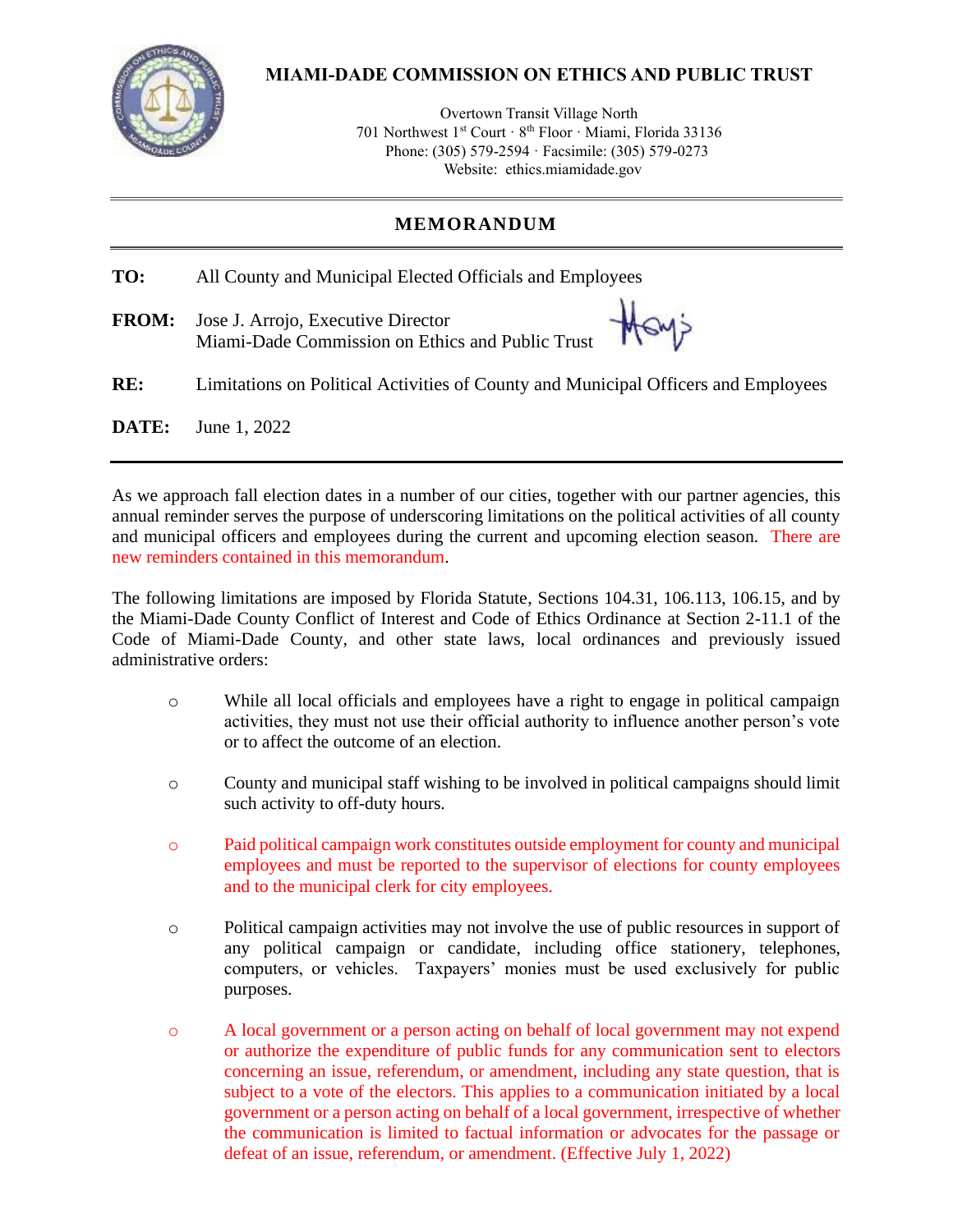# MIAMI-DADE COMMISSION ON ETHICS AND PUBLIC TRUST

Overtown Transit Village North
701 Northwest 1st Court · 8th Floor · Miami, Florida 33136
Phone: (305) 579-2594 · Facsimile: (305) 579-0273
Website: ethics.miamidade.gov

## MEMORANDUM

**TO:** All County and Municipal Elected Officials and Employees

**FROM:** Jose J. Arrojo, Executive Director
Miami-Dade Commission on Ethics and Public Trust

**RE:** Limitations on Political Activities of County and Municipal Officers and Employees

**DATE:** June 1, 2022

---

As we approach fall election dates in a number of our cities, together with our partner agencies, this annual reminder serves the purpose of underscoring limitations on the political activities of all county and municipal officers and employees during the current and upcoming election season. There are new reminders contained in this memorandum.

The following limitations are imposed by Florida Statute, Sections 104.31, 106.113, 106.15, and by the Miami-Dade County Conflict of Interest and Code of Ethics Ordinance at Section 2-11.1 of the Code of Miami-Dade County, and other state laws, local ordinances and previously issued administrative orders:

- While all local officials and employees have a right to engage in political campaign activities, they must not use their official authority to influence another person's vote or to affect the outcome of an election.

- County and municipal staff wishing to be involved in political campaigns should limit such activity to off-duty hours.

- Paid political campaign work constitutes outside employment for county and municipal employees and must be reported to the supervisor of elections for county employees and to the municipal clerk for city employees.

- Political campaign activities may not involve the use of public resources in support of any political campaign or candidate, including office stationery, telephones, computers, or vehicles. Taxpayers' monies must be used exclusively for public purposes.

- A local government or a person acting on behalf of local government may not expend or authorize the expenditure of public funds for any communication sent to electors concerning an issue, referendum, or amendment, including any state question, that is subject to a vote of the electors. This applies to a communication initiated by a local government or a person acting on behalf of a local government, irrespective of whether the communication is limited to factual information or advocates for the passage or defeat of an issue, referendum, or amendment. (Effective July 1, 2022)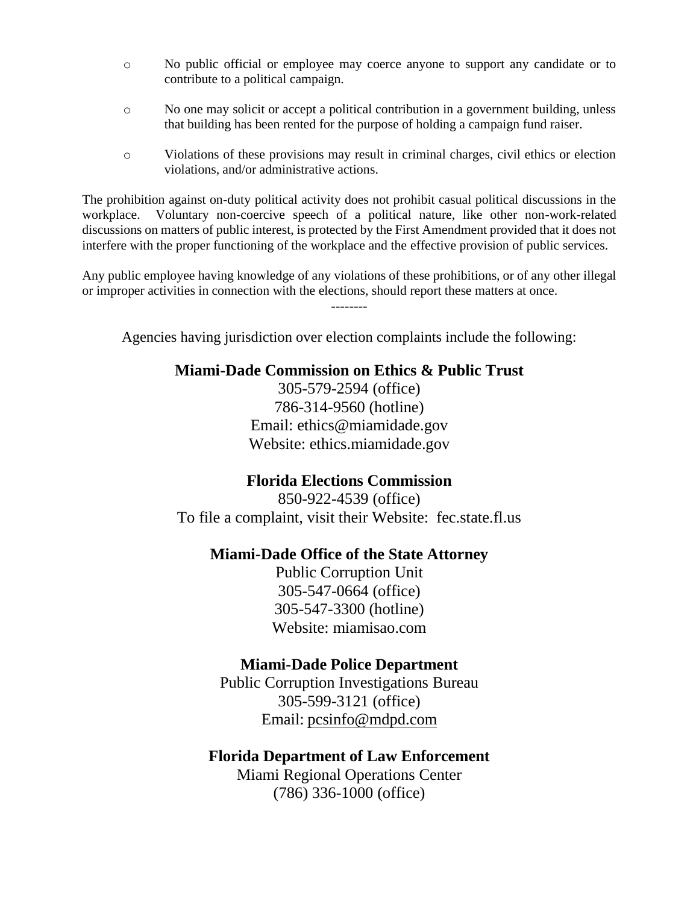- No public official or employee may coerce anyone to support any candidate or to contribute to a political campaign.
- No one may solicit or accept a political contribution in a government building, unless that building has been rented for the purpose of holding a campaign fund raiser.
- Violations of these provisions may result in criminal charges, civil ethics or election violations, and/or administrative actions.

The prohibition against on-duty political activity does not prohibit casual political discussions in the workplace. Voluntary non-coercive speech of a political nature, like other non-work-related discussions on matters of public interest, is protected by the First Amendment provided that it does not interfere with the proper functioning of the workplace and the effective provision of public services.

Any public employee having knowledge of any violations of these prohibitions, or of any other illegal or improper activities in connection with the elections, should report these matters at once.

--------

Agencies having jurisdiction over election complaints include the following:

**Miami-Dade Commission on Ethics & Public Trust**
305-579-2594 (office)
786-314-9560 (hotline)
Email: ethics@miamidade.gov
Website: ethics.miamidade.gov

**Florida Elections Commission**
850-922-4539 (office)
To file a complaint, visit their Website: fec.state.fl.us

**Miami-Dade Office of the State Attorney**
Public Corruption Unit
305-547-0664 (office)
305-547-3300 (hotline)
Website: miamisao.com

**Miami-Dade Police Department**
Public Corruption Investigations Bureau
305-599-3121 (office)
Email: pcsinfo@mdpd.com

**Florida Department of Law Enforcement**
Miami Regional Operations Center
(786) 336-1000 (office)